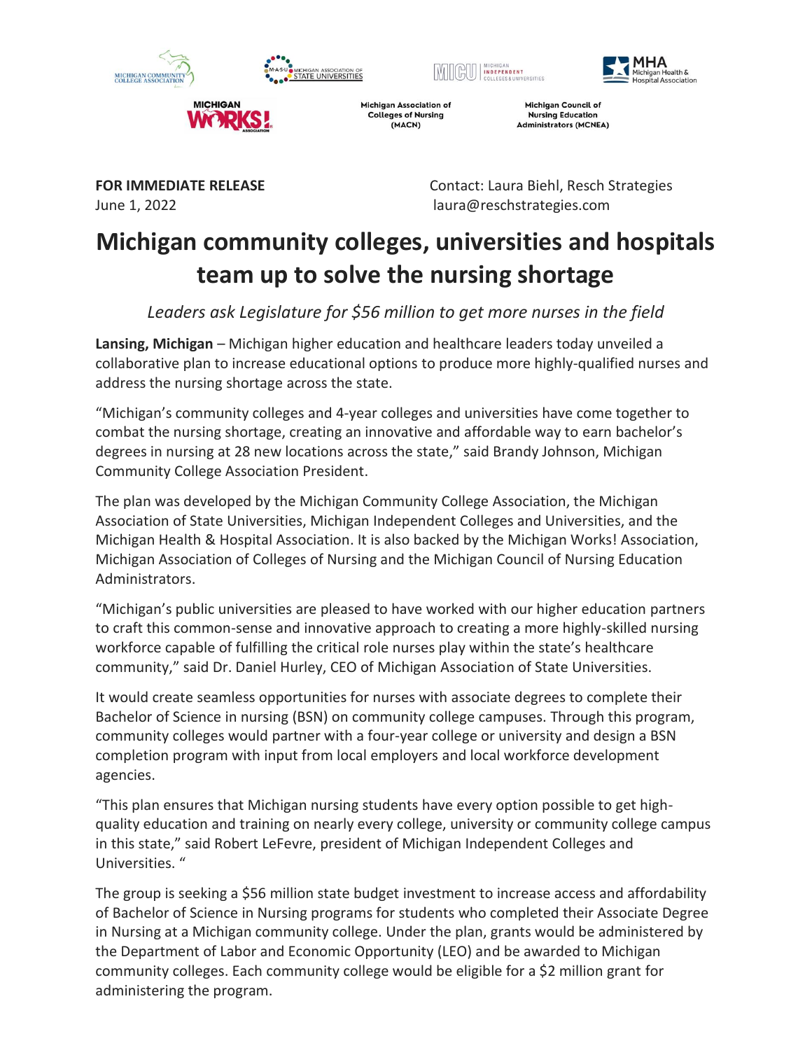Michigan Community College Association | Michigan Association of State Universities | Michigan Independent Colleges & Universities | MHA Michigan Health & Hospital Association

Michigan Works! Association | Michigan Association of Colleges of Nursing (MACN) | Michigan Council of Nursing Education Administrators (MCNEA)

**FOR IMMEDIATE RELEASE**
June 1, 2022

Contact: Laura Biehl, Resch Strategies
laura@reschstrategies.com

# Michigan community colleges, universities and hospitals team up to solve the nursing shortage

*Leaders ask Legislature for $56 million to get more nurses in the field*

**Lansing, Michigan** – Michigan higher education and healthcare leaders today unveiled a collaborative plan to increase educational options to produce more highly-qualified nurses and address the nursing shortage across the state.

"Michigan's community colleges and 4-year colleges and universities have come together to combat the nursing shortage, creating an innovative and affordable way to earn bachelor's degrees in nursing at 28 new locations across the state," said Brandy Johnson, Michigan Community College Association President.

The plan was developed by the Michigan Community College Association, the Michigan Association of State Universities, Michigan Independent Colleges and Universities, and the Michigan Health & Hospital Association. It is also backed by the Michigan Works! Association, Michigan Association of Colleges of Nursing and the Michigan Council of Nursing Education Administrators.

"Michigan's public universities are pleased to have worked with our higher education partners to craft this common-sense and innovative approach to creating a more highly-skilled nursing workforce capable of fulfilling the critical role nurses play within the state's healthcare community," said Dr. Daniel Hurley, CEO of Michigan Association of State Universities.

It would create seamless opportunities for nurses with associate degrees to complete their Bachelor of Science in nursing (BSN) on community college campuses. Through this program, community colleges would partner with a four-year college or university and design a BSN completion program with input from local employers and local workforce development agencies.

"This plan ensures that Michigan nursing students have every option possible to get high-quality education and training on nearly every college, university or community college campus in this state," said Robert LeFevre, president of Michigan Independent Colleges and Universities. "

The group is seeking a $56 million state budget investment to increase access and affordability of Bachelor of Science in Nursing programs for students who completed their Associate Degree in Nursing at a Michigan community college. Under the plan, grants would be administered by the Department of Labor and Economic Opportunity (LEO) and be awarded to Michigan community colleges. Each community college would be eligible for a $2 million grant for administering the program.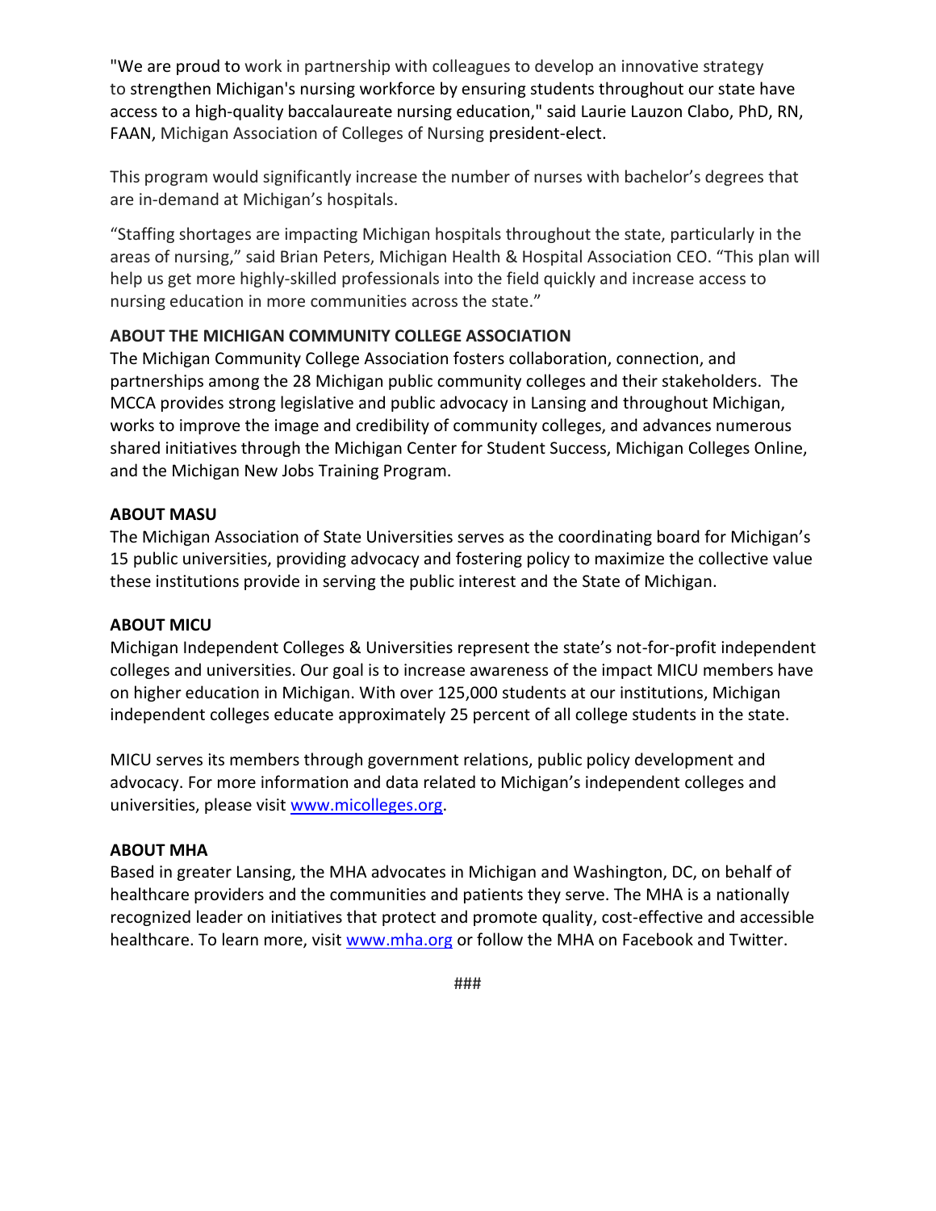"We are proud to work in partnership with colleagues to develop an innovative strategy to strengthen Michigan's nursing workforce by ensuring students throughout our state have access to a high-quality baccalaureate nursing education," said Laurie Lauzon Clabo, PhD, RN, FAAN, Michigan Association of Colleges of Nursing president-elect.

This program would significantly increase the number of nurses with bachelor's degrees that are in-demand at Michigan's hospitals.

"Staffing shortages are impacting Michigan hospitals throughout the state, particularly in the areas of nursing," said Brian Peters, Michigan Health & Hospital Association CEO. "This plan will help us get more highly-skilled professionals into the field quickly and increase access to nursing education in more communities across the state."

**ABOUT THE MICHIGAN COMMUNITY COLLEGE ASSOCIATION**

The Michigan Community College Association fosters collaboration, connection, and partnerships among the 28 Michigan public community colleges and their stakeholders. The MCCA provides strong legislative and public advocacy in Lansing and throughout Michigan, works to improve the image and credibility of community colleges, and advances numerous shared initiatives through the Michigan Center for Student Success, Michigan Colleges Online, and the Michigan New Jobs Training Program.

**ABOUT MASU**

The Michigan Association of State Universities serves as the coordinating board for Michigan's 15 public universities, providing advocacy and fostering policy to maximize the collective value these institutions provide in serving the public interest and the State of Michigan.

**ABOUT MICU**

Michigan Independent Colleges & Universities represent the state's not-for-profit independent colleges and universities. Our goal is to increase awareness of the impact MICU members have on higher education in Michigan. With over 125,000 students at our institutions, Michigan independent colleges educate approximately 25 percent of all college students in the state.

MICU serves its members through government relations, public policy development and advocacy. For more information and data related to Michigan's independent colleges and universities, please visit [www.micolleges.org](www.micolleges.org).

**ABOUT MHA**

Based in greater Lansing, the MHA advocates in Michigan and Washington, DC, on behalf of healthcare providers and the communities and patients they serve. The MHA is a nationally recognized leader on initiatives that protect and promote quality, cost-effective and accessible healthcare. To learn more, visit [www.mha.org](www.mha.org) or follow the MHA on Facebook and Twitter.

###